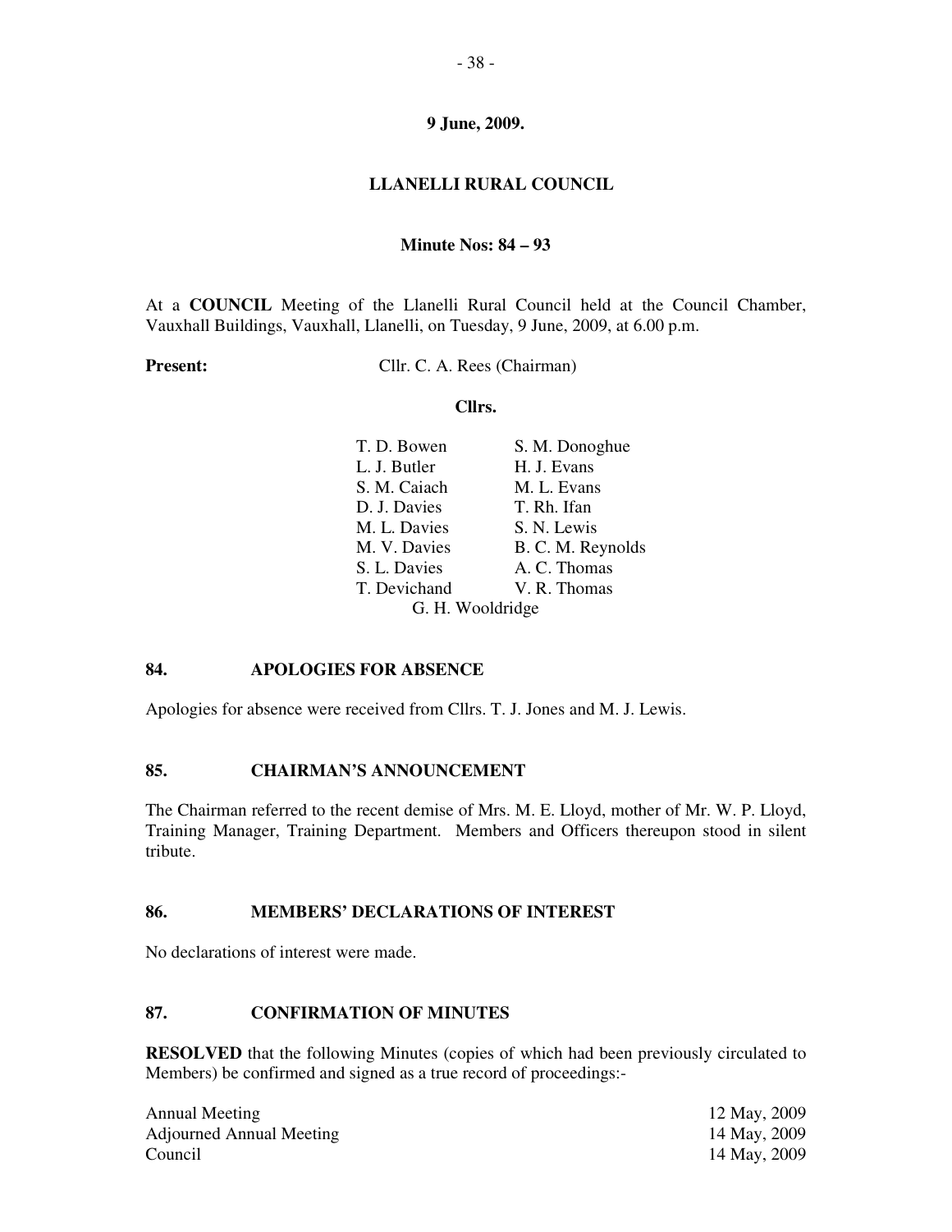**9 June, 2009.**

# LLANELLI RURAL COUNCIL

**Minute Nos: 84 – 93**

At a **COUNCIL** Meeting of the Llanelli Rural Council held at the Council Chamber, Vauxhall Buildings, Vauxhall, Llanelli, on Tuesday, 9 June, 2009, at 6.00 p.m.

**Present:** Cllr. C. A. Rees (Chairman)

**Cllrs.**

| | |
|---|---|
| T. D. Bowen | S. M. Donoghue |
| L. J. Butler | H. J. Evans |
| S. M. Caiach | M. L. Evans |
| D. J. Davies | T. Rh. Ifan |
| M. L. Davies | S. N. Lewis |
| M. V. Davies | B. C. M. Reynolds |
| S. L. Davies | A. C. Thomas |
| T. Devichand | V. R. Thomas |
| G. H. Wooldridge | |

## 84. APOLOGIES FOR ABSENCE

Apologies for absence were received from Cllrs. T. J. Jones and M. J. Lewis.

## 85. CHAIRMAN'S ANNOUNCEMENT

The Chairman referred to the recent demise of Mrs. M. E. Lloyd, mother of Mr. W. P. Lloyd, Training Manager, Training Department. Members and Officers thereupon stood in silent tribute.

## 86. MEMBERS' DECLARATIONS OF INTEREST

No declarations of interest were made.

## 87. CONFIRMATION OF MINUTES

**RESOLVED** that the following Minutes (copies of which had been previously circulated to Members) be confirmed and signed as a true record of proceedings:-

| | |
|---|---|
| Annual Meeting | 12 May, 2009 |
| Adjourned Annual Meeting | 14 May, 2009 |
| Council | 14 May, 2009 |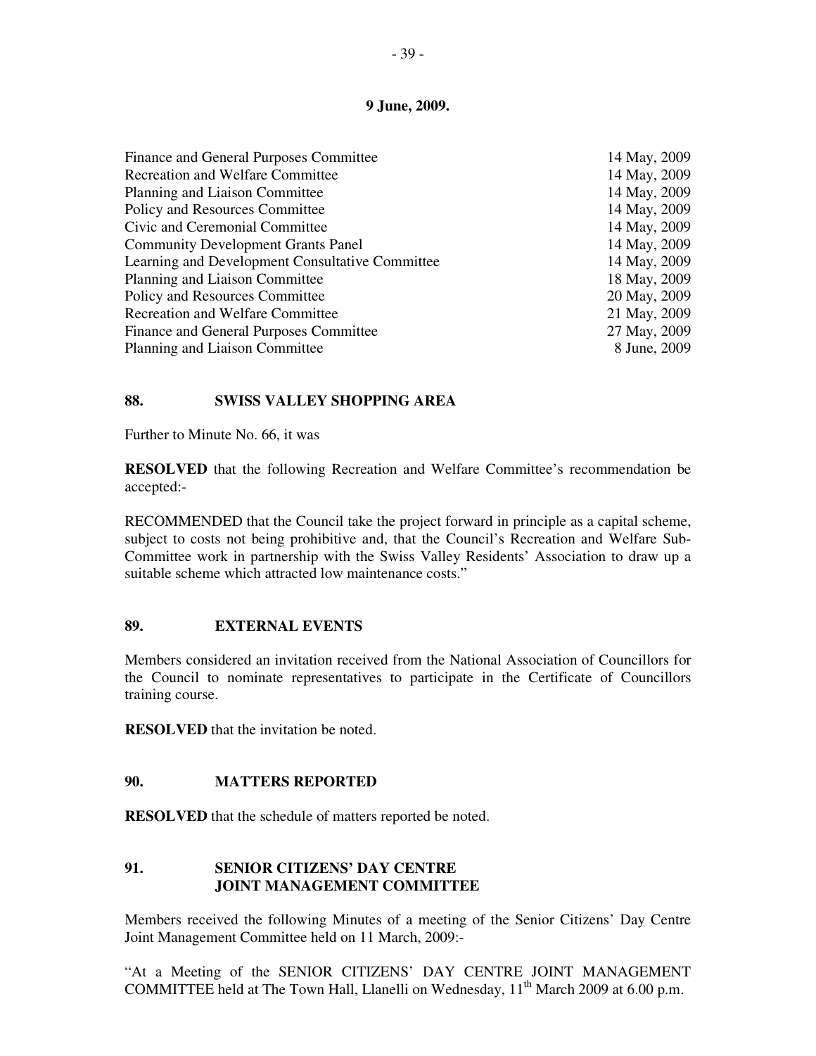**9 June, 2009.**

| | |
|---|---|
| Finance and General Purposes Committee | 14 May, 2009 |
| Recreation and Welfare Committee | 14 May, 2009 |
| Planning and Liaison Committee | 14 May, 2009 |
| Policy and Resources Committee | 14 May, 2009 |
| Civic and Ceremonial Committee | 14 May, 2009 |
| Community Development Grants Panel | 14 May, 2009 |
| Learning and Development Consultative Committee | 14 May, 2009 |
| Planning and Liaison Committee | 18 May, 2009 |
| Policy and Resources Committee | 20 May, 2009 |
| Recreation and Welfare Committee | 21 May, 2009 |
| Finance and General Purposes Committee | 27 May, 2009 |
| Planning and Liaison Committee | 8 June, 2009 |

## 88. SWISS VALLEY SHOPPING AREA

Further to Minute No. 66, it was

**RESOLVED** that the following Recreation and Welfare Committee's recommendation be accepted:-

RECOMMENDED that the Council take the project forward in principle as a capital scheme, subject to costs not being prohibitive and, that the Council's Recreation and Welfare Sub-Committee work in partnership with the Swiss Valley Residents' Association to draw up a suitable scheme which attracted low maintenance costs."

## 89. EXTERNAL EVENTS

Members considered an invitation received from the National Association of Councillors for the Council to nominate representatives to participate in the Certificate of Councillors training course.

**RESOLVED** that the invitation be noted.

## 90. MATTERS REPORTED

**RESOLVED** that the schedule of matters reported be noted.

## 91. SENIOR CITIZENS' DAY CENTRE JOINT MANAGEMENT COMMITTEE

Members received the following Minutes of a meeting of the Senior Citizens' Day Centre Joint Management Committee held on 11 March, 2009:-

"At a Meeting of the SENIOR CITIZENS' DAY CENTRE JOINT MANAGEMENT COMMITTEE held at The Town Hall, Llanelli on Wednesday, 11th March 2009 at 6.00 p.m.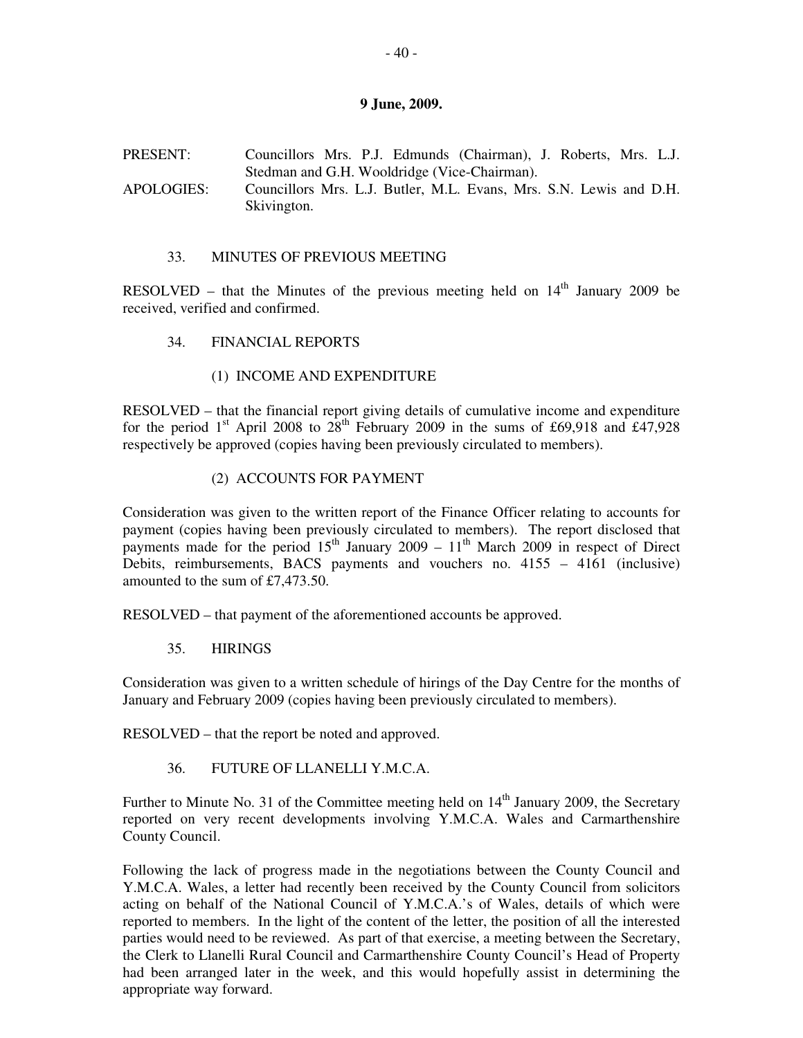**9 June, 2009.**

PRESENT: Councillors Mrs. P.J. Edmunds (Chairman), J. Roberts, Mrs. L.J. Stedman and G.H. Wooldridge (Vice-Chairman).

APOLOGIES: Councillors Mrs. L.J. Butler, M.L. Evans, Mrs. S.N. Lewis and D.H. Skivington.

33. MINUTES OF PREVIOUS MEETING

RESOLVED – that the Minutes of the previous meeting held on 14th January 2009 be received, verified and confirmed.

34. FINANCIAL REPORTS

(1) INCOME AND EXPENDITURE

RESOLVED – that the financial report giving details of cumulative income and expenditure for the period 1st April 2008 to 28th February 2009 in the sums of £69,918 and £47,928 respectively be approved (copies having been previously circulated to members).

(2) ACCOUNTS FOR PAYMENT

Consideration was given to the written report of the Finance Officer relating to accounts for payment (copies having been previously circulated to members). The report disclosed that payments made for the period 15th January 2009 – 11th March 2009 in respect of Direct Debits, reimbursements, BACS payments and vouchers no. 4155 – 4161 (inclusive) amounted to the sum of £7,473.50.

RESOLVED – that payment of the aforementioned accounts be approved.

35. HIRINGS

Consideration was given to a written schedule of hirings of the Day Centre for the months of January and February 2009 (copies having been previously circulated to members).

RESOLVED – that the report be noted and approved.

36. FUTURE OF LLANELLI Y.M.C.A.

Further to Minute No. 31 of the Committee meeting held on 14th January 2009, the Secretary reported on very recent developments involving Y.M.C.A. Wales and Carmarthenshire County Council.

Following the lack of progress made in the negotiations between the County Council and Y.M.C.A. Wales, a letter had recently been received by the County Council from solicitors acting on behalf of the National Council of Y.M.C.A.'s of Wales, details of which were reported to members. In the light of the content of the letter, the position of all the interested parties would need to be reviewed. As part of that exercise, a meeting between the Secretary, the Clerk to Llanelli Rural Council and Carmarthenshire County Council's Head of Property had been arranged later in the week, and this would hopefully assist in determining the appropriate way forward.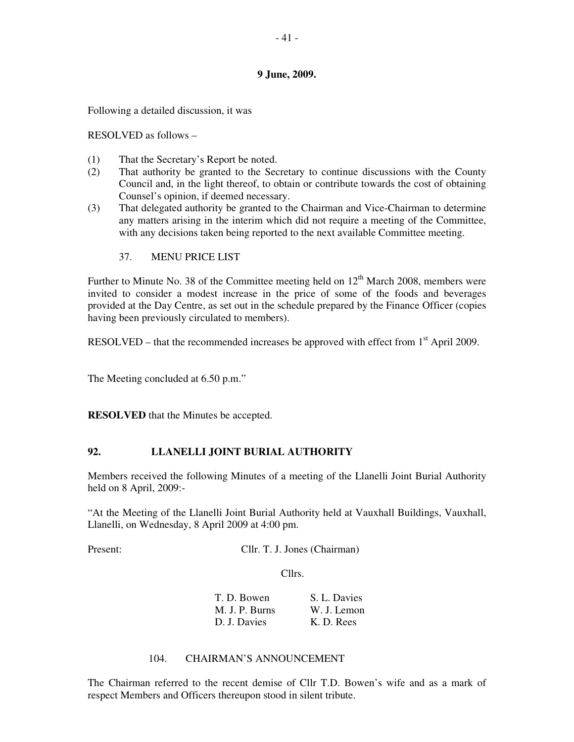**9 June, 2009.**

Following a detailed discussion, it was

RESOLVED as follows –

(1) That the Secretary's Report be noted.
(2) That authority be granted to the Secretary to continue discussions with the County Council and, in the light thereof, to obtain or contribute towards the cost of obtaining Counsel's opinion, if deemed necessary.
(3) That delegated authority be granted to the Chairman and Vice-Chairman to determine any matters arising in the interim which did not require a meeting of the Committee, with any decisions taken being reported to the next available Committee meeting.

37. MENU PRICE LIST

Further to Minute No. 38 of the Committee meeting held on 12th March 2008, members were invited to consider a modest increase in the price of some of the foods and beverages provided at the Day Centre, as set out in the schedule prepared by the Finance Officer (copies having been previously circulated to members).

RESOLVED – that the recommended increases be approved with effect from 1st April 2009.

The Meeting concluded at 6.50 p.m."

**RESOLVED** that the Minutes be accepted.

## 92. LLANELLI JOINT BURIAL AUTHORITY

Members received the following Minutes of a meeting of the Llanelli Joint Burial Authority held on 8 April, 2009:-

"At the Meeting of the Llanelli Joint Burial Authority held at Vauxhall Buildings, Vauxhall, Llanelli, on Wednesday, 8 April 2009 at 4:00 pm.

Present: Cllr. T. J. Jones (Chairman)

Cllrs.

| | |
|---|---|
| T. D. Bowen | S. L. Davies |
| M. J. P. Burns | W. J. Lemon |
| D. J. Davies | K. D. Rees |

104. CHAIRMAN'S ANNOUNCEMENT

The Chairman referred to the recent demise of Cllr T.D. Bowen's wife and as a mark of respect Members and Officers thereupon stood in silent tribute.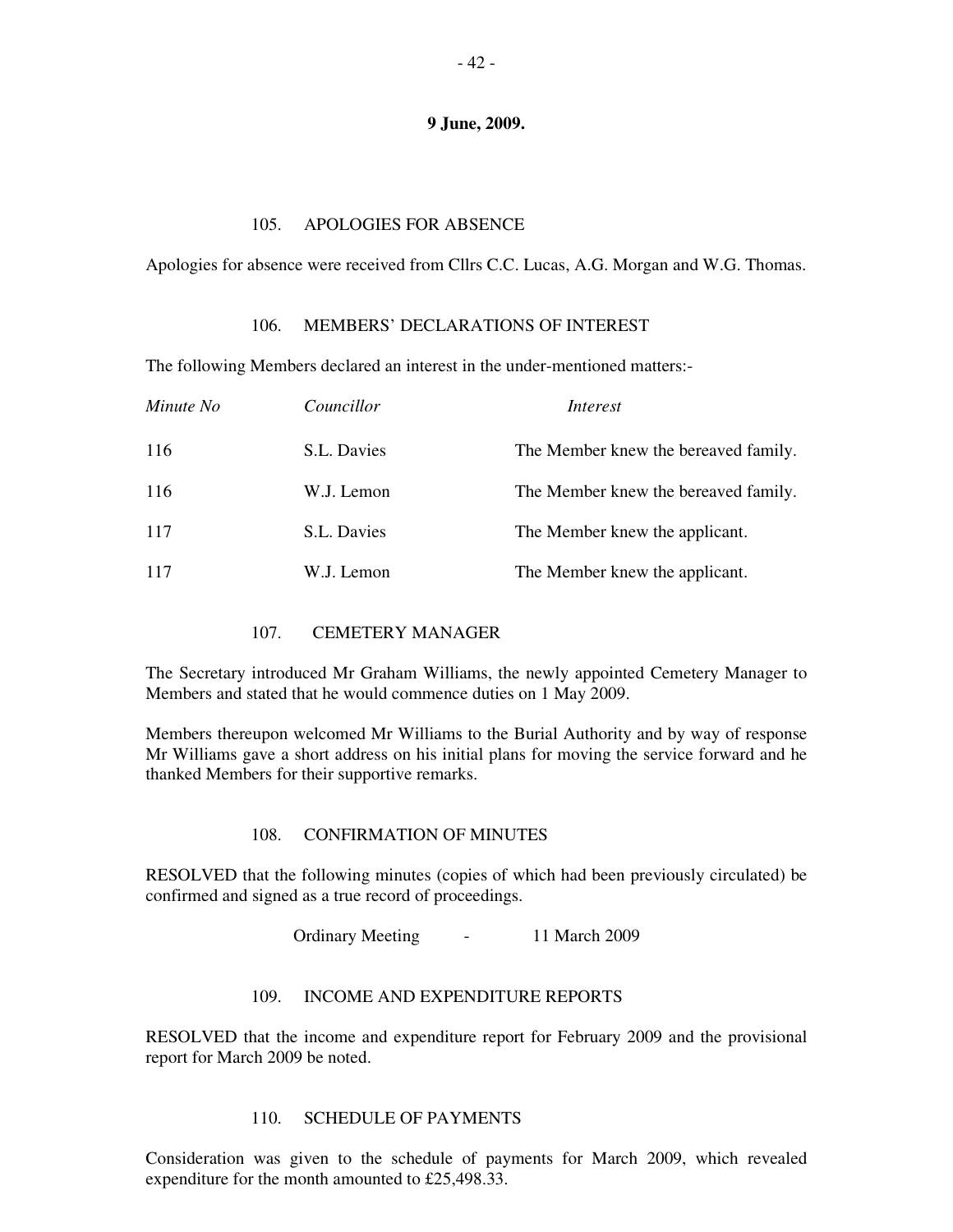**9 June, 2009.**

## 105. APOLOGIES FOR ABSENCE

Apologies for absence were received from Cllrs C.C. Lucas, A.G. Morgan and W.G. Thomas.

## 106. MEMBERS' DECLARATIONS OF INTEREST

The following Members declared an interest in the under-mentioned matters:-

| *Minute No* | *Councillor* | *Interest* |
|---|---|---|
| 116 | S.L. Davies | The Member knew the bereaved family. |
| 116 | W.J. Lemon | The Member knew the bereaved family. |
| 117 | S.L. Davies | The Member knew the applicant. |
| 117 | W.J. Lemon | The Member knew the applicant. |

## 107. CEMETERY MANAGER

The Secretary introduced Mr Graham Williams, the newly appointed Cemetery Manager to Members and stated that he would commence duties on 1 May 2009.

Members thereupon welcomed Mr Williams to the Burial Authority and by way of response Mr Williams gave a short address on his initial plans for moving the service forward and he thanked Members for their supportive remarks.

## 108. CONFIRMATION OF MINUTES

RESOLVED that the following minutes (copies of which had been previously circulated) be confirmed and signed as a true record of proceedings.

Ordinary Meeting - 11 March 2009

## 109. INCOME AND EXPENDITURE REPORTS

RESOLVED that the income and expenditure report for February 2009 and the provisional report for March 2009 be noted.

## 110. SCHEDULE OF PAYMENTS

Consideration was given to the schedule of payments for March 2009, which revealed expenditure for the month amounted to £25,498.33.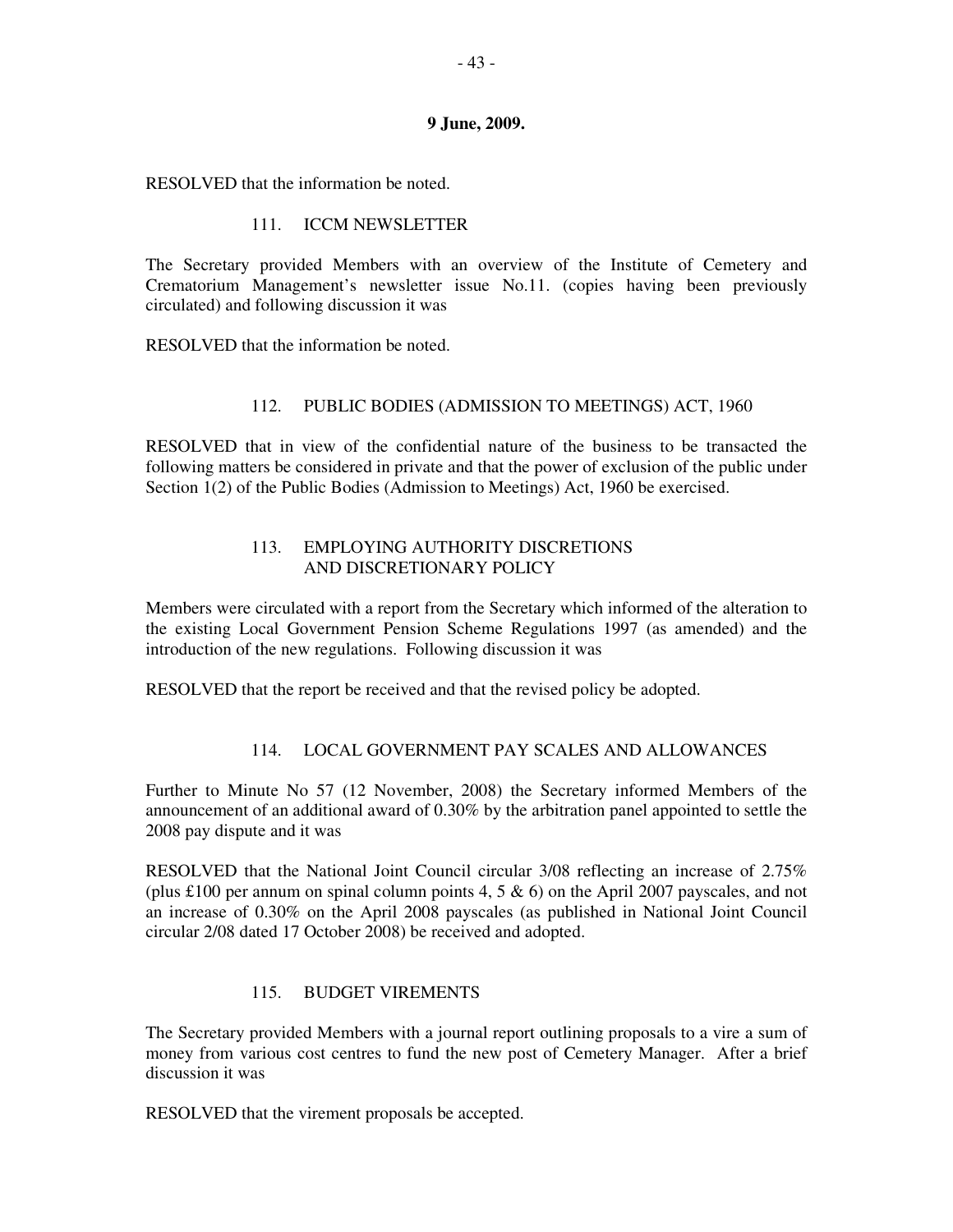**9 June, 2009.**

RESOLVED that the information be noted.

### 111. ICCM NEWSLETTER

The Secretary provided Members with an overview of the Institute of Cemetery and Crematorium Management's newsletter issue No.11. (copies having been previously circulated) and following discussion it was

RESOLVED that the information be noted.

### 112. PUBLIC BODIES (ADMISSION TO MEETINGS) ACT, 1960

RESOLVED that in view of the confidential nature of the business to be transacted the following matters be considered in private and that the power of exclusion of the public under Section 1(2) of the Public Bodies (Admission to Meetings) Act, 1960 be exercised.

### 113. EMPLOYING AUTHORITY DISCRETIONS AND DISCRETIONARY POLICY

Members were circulated with a report from the Secretary which informed of the alteration to the existing Local Government Pension Scheme Regulations 1997 (as amended) and the introduction of the new regulations. Following discussion it was

RESOLVED that the report be received and that the revised policy be adopted.

### 114. LOCAL GOVERNMENT PAY SCALES AND ALLOWANCES

Further to Minute No 57 (12 November, 2008) the Secretary informed Members of the announcement of an additional award of 0.30% by the arbitration panel appointed to settle the 2008 pay dispute and it was

RESOLVED that the National Joint Council circular 3/08 reflecting an increase of 2.75% (plus £100 per annum on spinal column points 4, 5 & 6) on the April 2007 payscales, and not an increase of 0.30% on the April 2008 payscales (as published in National Joint Council circular 2/08 dated 17 October 2008) be received and adopted.

### 115. BUDGET VIREMENTS

The Secretary provided Members with a journal report outlining proposals to a vire a sum of money from various cost centres to fund the new post of Cemetery Manager. After a brief discussion it was

RESOLVED that the virement proposals be accepted.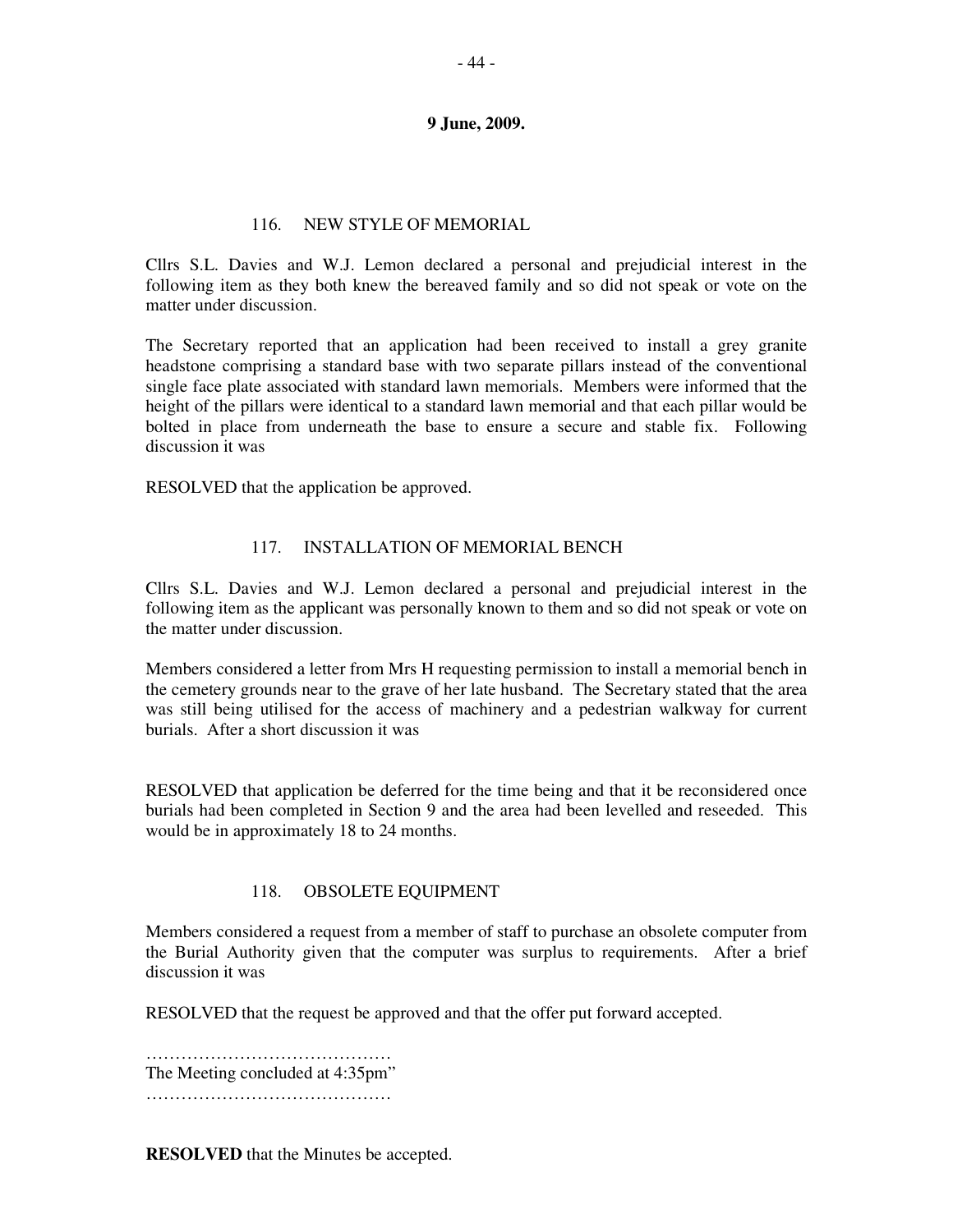**9 June, 2009.**

### 116. NEW STYLE OF MEMORIAL

Cllrs S.L. Davies and W.J. Lemon declared a personal and prejudicial interest in the following item as they both knew the bereaved family and so did not speak or vote on the matter under discussion.

The Secretary reported that an application had been received to install a grey granite headstone comprising a standard base with two separate pillars instead of the conventional single face plate associated with standard lawn memorials. Members were informed that the height of the pillars were identical to a standard lawn memorial and that each pillar would be bolted in place from underneath the base to ensure a secure and stable fix. Following discussion it was

RESOLVED that the application be approved.

### 117. INSTALLATION OF MEMORIAL BENCH

Cllrs S.L. Davies and W.J. Lemon declared a personal and prejudicial interest in the following item as the applicant was personally known to them and so did not speak or vote on the matter under discussion.

Members considered a letter from Mrs H requesting permission to install a memorial bench in the cemetery grounds near to the grave of her late husband. The Secretary stated that the area was still being utilised for the access of machinery and a pedestrian walkway for current burials. After a short discussion it was

RESOLVED that application be deferred for the time being and that it be reconsidered once burials had been completed in Section 9 and the area had been levelled and reseeded. This would be in approximately 18 to 24 months.

### 118. OBSOLETE EQUIPMENT

Members considered a request from a member of staff to purchase an obsolete computer from the Burial Authority given that the computer was surplus to requirements. After a brief discussion it was

RESOLVED that the request be approved and that the offer put forward accepted.

……………………………………
The Meeting concluded at 4:35pm"
……………………………………

**RESOLVED** that the Minutes be accepted.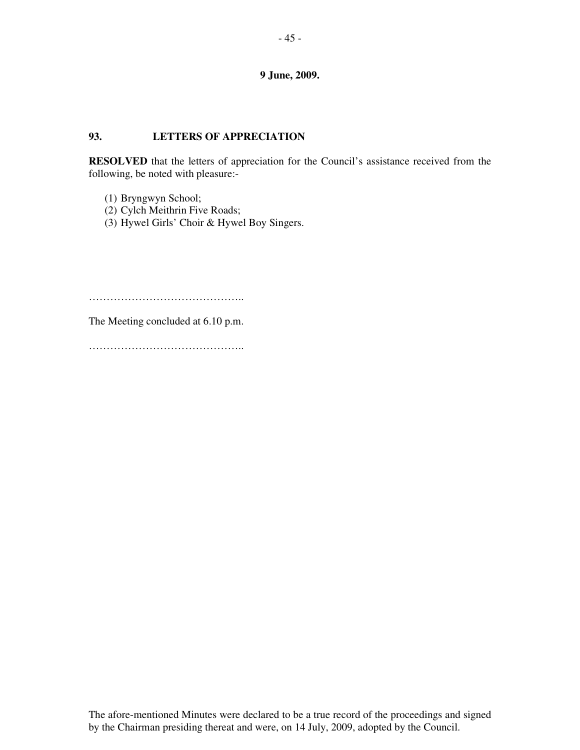**9 June, 2009.**

**93. LETTERS OF APPRECIATION**

**RESOLVED** that the letters of appreciation for the Council's assistance received from the following, be noted with pleasure:-

(1) Bryngwyn School;
(2) Cylch Meithrin Five Roads;
(3) Hywel Girls' Choir & Hywel Boy Singers.

……………………………………..

The Meeting concluded at 6.10 p.m.

……………………………………..

The afore-mentioned Minutes were declared to be a true record of the proceedings and signed by the Chairman presiding thereat and were, on 14 July, 2009, adopted by the Council.